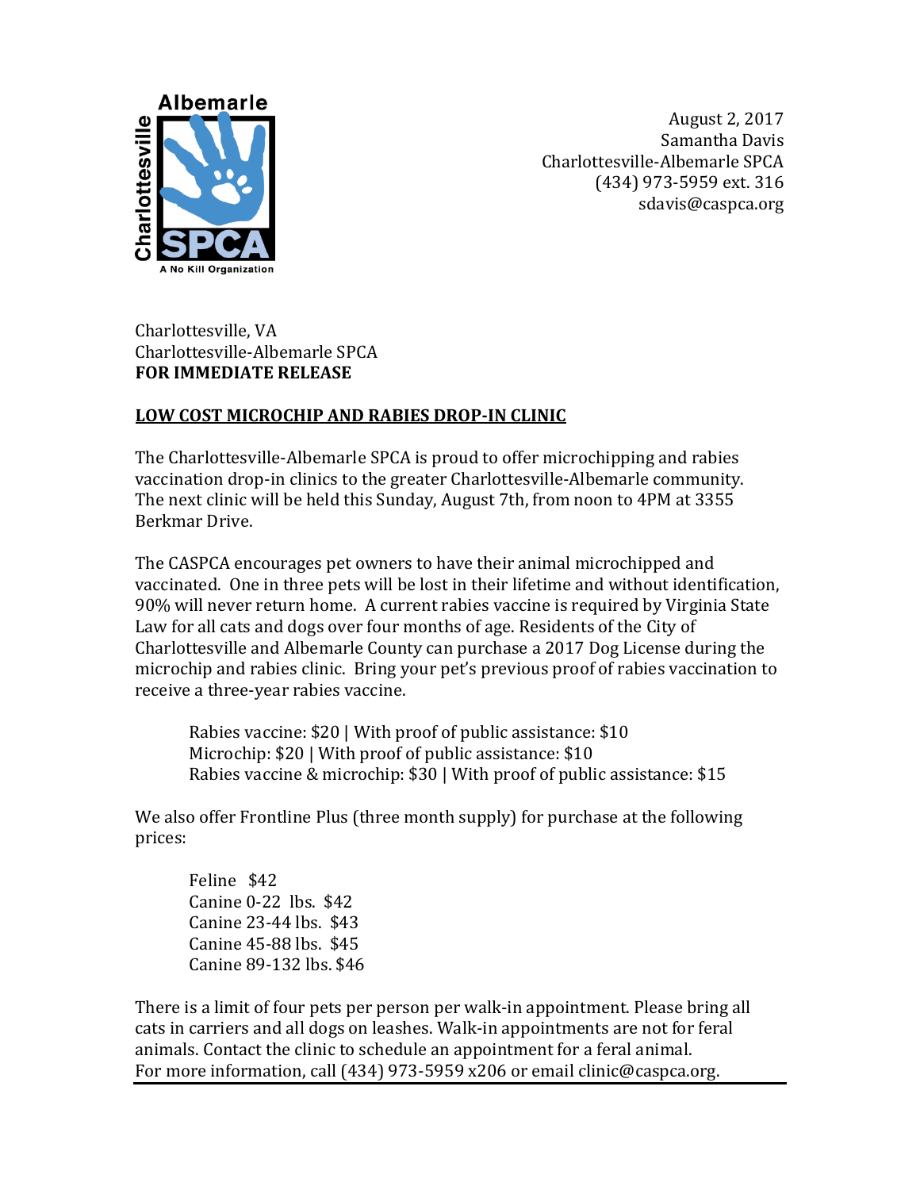Albemarle
Charlottesville
SPCA
A No Kill Organization

August 2, 2017
Samantha Davis
Charlottesville-Albemarle SPCA
(434) 973-5959 ext. 316
sdavis@caspca.org

Charlottesville, VA
Charlottesville-Albemarle SPCA
**FOR IMMEDIATE RELEASE**

**LOW COST MICROCHIP AND RABIES DROP-IN CLINIC**

The Charlottesville-Albemarle SPCA is proud to offer microchipping and rabies vaccination drop-in clinics to the greater Charlottesville-Albemarle community. The next clinic will be held this Sunday, August 7th, from noon to 4PM at 3355 Berkmar Drive.

The CASPCA encourages pet owners to have their animal microchipped and vaccinated. One in three pets will be lost in their lifetime and without identification, 90% will never return home. A current rabies vaccine is required by Virginia State Law for all cats and dogs over four months of age. Residents of the City of Charlottesville and Albemarle County can purchase a 2017 Dog License during the microchip and rabies clinic. Bring your pet's previous proof of rabies vaccination to receive a three-year rabies vaccine.

Rabies vaccine: $20 | With proof of public assistance: $10
Microchip: $20 | With proof of public assistance: $10
Rabies vaccine & microchip: $30 | With proof of public assistance: $15

We also offer Frontline Plus (three month supply) for purchase at the following prices:

Feline $42
Canine 0-22 lbs. $42
Canine 23-44 lbs. $43
Canine 45-88 lbs. $45
Canine 89-132 lbs. $46

There is a limit of four pets per person per walk-in appointment. Please bring all cats in carriers and all dogs on leashes. Walk-in appointments are not for feral animals. Contact the clinic to schedule an appointment for a feral animal. For more information, call (434) 973-5959 x206 or email clinic@caspca.org.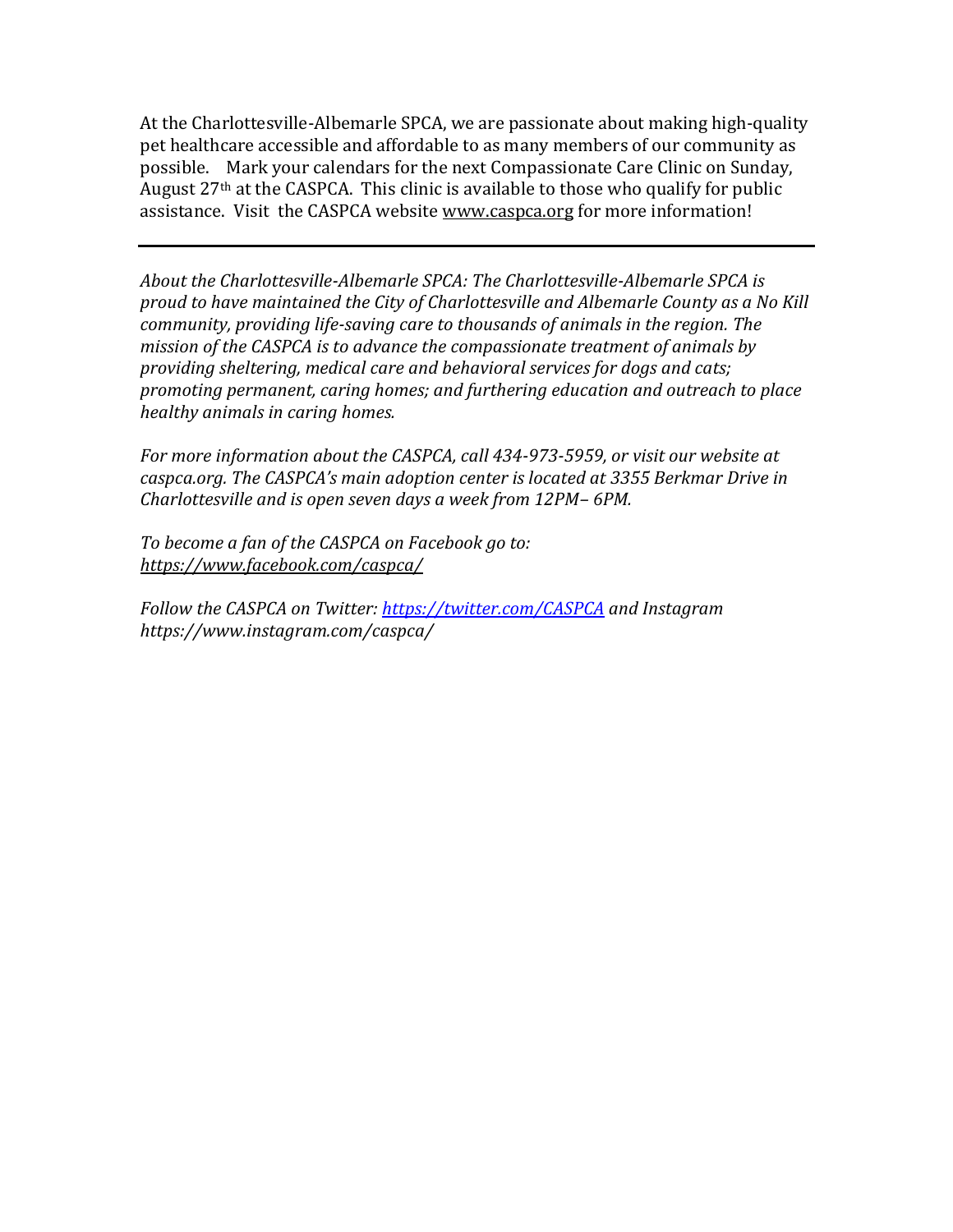At the Charlottesville-Albemarle SPCA, we are passionate about making high-quality pet healthcare accessible and affordable to as many members of our community as possible. Mark your calendars for the next Compassionate Care Clinic on Sunday, August 27th at the CASPCA. This clinic is available to those who qualify for public assistance. Visit the CASPCA website www.caspca.org for more information!

---

*About the Charlottesville-Albemarle SPCA: The Charlottesville-Albemarle SPCA is proud to have maintained the City of Charlottesville and Albemarle County as a No Kill community, providing life-saving care to thousands of animals in the region. The mission of the CASPCA is to advance the compassionate treatment of animals by providing sheltering, medical care and behavioral services for dogs and cats; promoting permanent, caring homes; and furthering education and outreach to place healthy animals in caring homes.*

*For more information about the CASPCA, call 434-973-5959, or visit our website at caspca.org. The CASPCA's main adoption center is located at 3355 Berkmar Drive in Charlottesville and is open seven days a week from 12PM– 6PM.*

*To become a fan of the CASPCA on Facebook go to: https://www.facebook.com/caspca/*

*Follow the CASPCA on Twitter: https://twitter.com/CASPCA and Instagram https://www.instagram.com/caspca/*